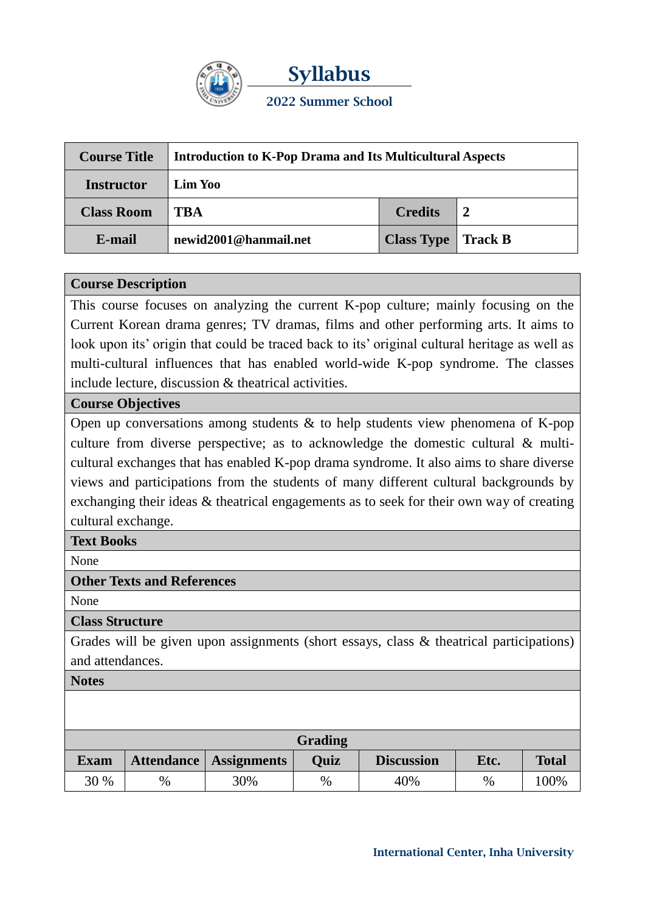# Syllabus

## 2022 Summer School

| Course Title | Introduction to K-Pop Drama and Its Multicultural Aspects | | |
|---|---|---|---|
| Instructor | Lim Yoo | | |
| Class Room | TBA | Credits | 2 |
| E-mail | newid2001@hanmail.net | Class Type | Track B |

**Course Description**

This course focuses on analyzing the current K-pop culture; mainly focusing on the Current Korean drama genres; TV dramas, films and other performing arts. It aims to look upon its' origin that could be traced back to its' original cultural heritage as well as multi-cultural influences that has enabled world-wide K-pop syndrome. The classes include lecture, discussion & theatrical activities.

**Course Objectives**

Open up conversations among students & to help students view phenomena of K-pop culture from diverse perspective; as to acknowledge the domestic cultural & multi-cultural exchanges that has enabled K-pop drama syndrome. It also aims to share diverse views and participations from the students of many different cultural backgrounds by exchanging their ideas & theatrical engagements as to seek for their own way of creating cultural exchange.

**Text Books**

None

**Other Texts and References**

None

**Class Structure**

Grades will be given upon assignments (short essays, class & theatrical participations) and attendances.

**Notes**

**Grading**

| Exam | Attendance | Assignments | Quiz | Discussion | Etc. | Total |
|---|---|---|---|---|---|---|
| 30 % | % | 30% | % | 40% | % | 100% |

International Center, Inha University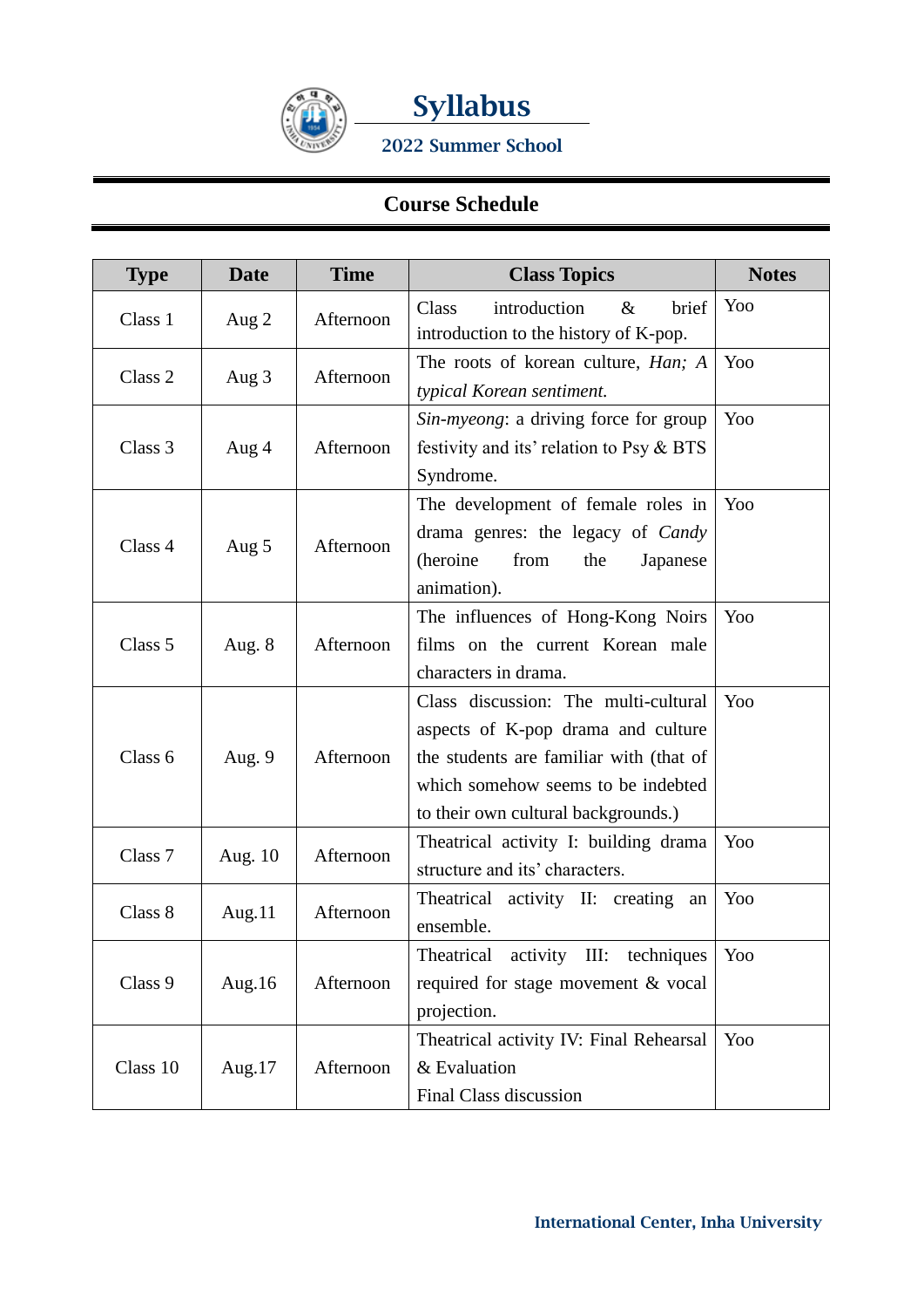# Syllabus

## 2022 Summer School

## Course Schedule

| Type | Date | Time | Class Topics | Notes |
|---|---|---|---|---|
| Class 1 | Aug 2 | Afternoon | Class introduction & brief introduction to the history of K-pop. | Yoo |
| Class 2 | Aug 3 | Afternoon | The roots of korean culture, *Han; A typical Korean sentiment.* | Yoo |
| Class 3 | Aug 4 | Afternoon | *Sin-myeong*: a driving force for group festivity and its' relation to Psy & BTS Syndrome. | Yoo |
| Class 4 | Aug 5 | Afternoon | The development of female roles in drama genres: the legacy of *Candy* (heroine from the Japanese animation). | Yoo |
| Class 5 | Aug. 8 | Afternoon | The influences of Hong-Kong Noirs films on the current Korean male characters in drama. | Yoo |
| Class 6 | Aug. 9 | Afternoon | Class discussion: The multi-cultural aspects of K-pop drama and culture the students are familiar with (that of which somehow seems to be indebted to their own cultural backgrounds.) | Yoo |
| Class 7 | Aug. 10 | Afternoon | Theatrical activity I: building drama structure and its' characters. | Yoo |
| Class 8 | Aug.11 | Afternoon | Theatrical activity II: creating an ensemble. | Yoo |
| Class 9 | Aug.16 | Afternoon | Theatrical activity III: techniques required for stage movement & vocal projection. | Yoo |
| Class 10 | Aug.17 | Afternoon | Theatrical activity IV: Final Rehearsal & Evaluation<br>Final Class discussion | Yoo |

International Center, Inha University